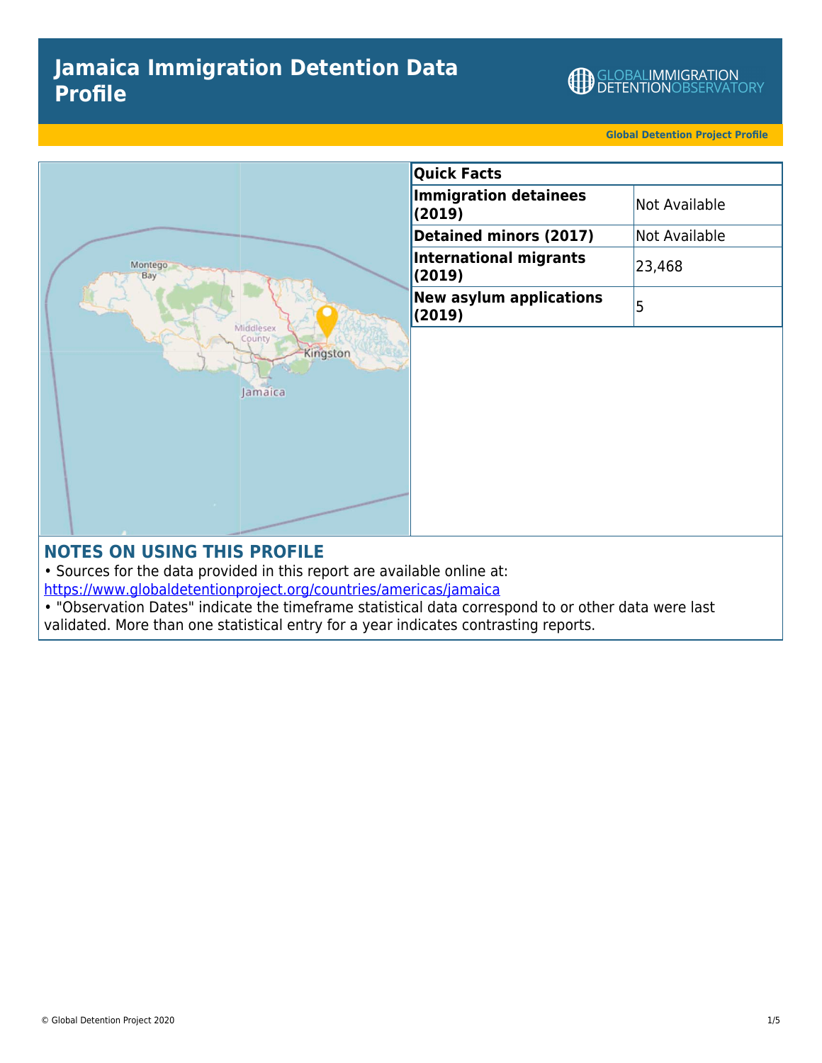# Jamaica Immigration Detention Data Profile

GLOBAL IMMIGRATION DETENTION OBSERVATORY

**Global Detention Project Profile**

| Quick Facts | |
|---|---|
| **Immigration detainees (2019)** | Not Available |
| **Detained minors (2017)** | Not Available |
| **International migrants (2019)** | 23,468 |
| **New asylum applications (2019)** | 5 |

## NOTES ON USING THIS PROFILE

- Sources for the data provided in this report are available online at: https://www.globaldetentionproject.org/countries/americas/jamaica
- "Observation Dates" indicate the timeframe statistical data correspond to or other data were last validated. More than one statistical entry for a year indicates contrasting reports.

© Global Detention Project 2020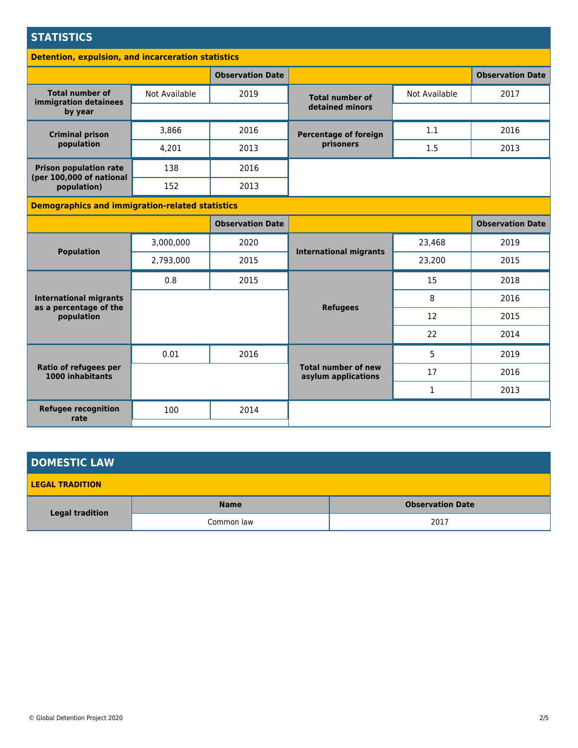## STATISTICS

### Detention, expulsion, and incarceration statistics

| | | Observation Date | | | Observation Date |
|---|---|---|---|---|---|
| Total number of immigration detainees by year | Not Available | 2019 | Total number of detained minors | Not Available | 2017 |
| Criminal prison population | 3,866 | 2016 | Percentage of foreign prisoners | 1.1 | 2016 |
| | 4,201 | 2013 | | 1.5 | 2013 |
| Prison population rate (per 100,000 of national population) | 138 | 2016 | | | |
| | 152 | 2013 | | | |

### Demographics and immigration-related statistics

| | | Observation Date | | | Observation Date |
|---|---|---|---|---|---|
| Population | 3,000,000 | 2020 | International migrants | 23,468 | 2019 |
| | 2,793,000 | 2015 | | 23,200 | 2015 |
| International migrants as a percentage of the population | 0.8 | 2015 | Refugees | 15 | 2018 |
| | | | | 8 | 2016 |
| | | | | 12 | 2015 |
| | | | | 22 | 2014 |
| Ratio of refugees per 1000 inhabitants | 0.01 | 2016 | Total number of new asylum applications | 5 | 2019 |
| | | | | 17 | 2016 |
| | | | | 1 | 2013 |
| Refugee recognition rate | 100 | 2014 | | | |

## DOMESTIC LAW

### LEGAL TRADITION

| | Name | Observation Date |
|---|---|---|
| Legal tradition | Common law | 2017 |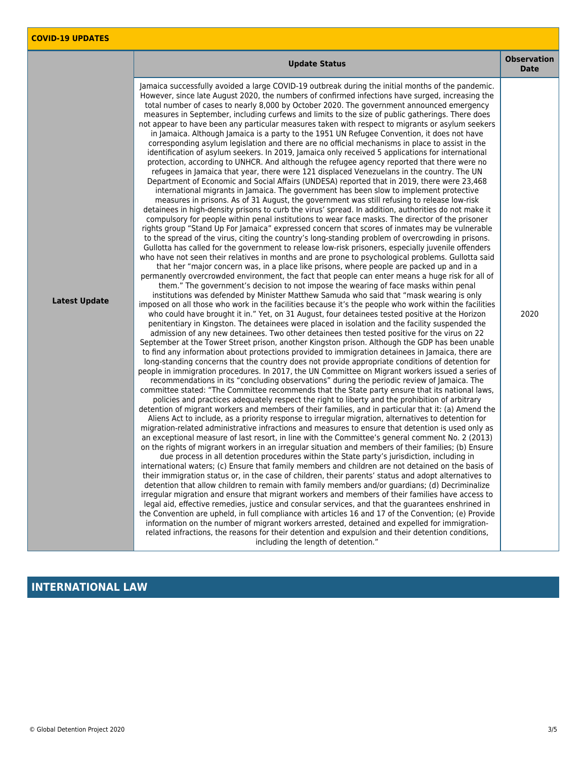## COVID-19 UPDATES

| | Update Status | Observation Date |
|---|---|---|
| **Latest Update** | Jamaica successfully avoided a large COVID-19 outbreak during the initial months of the pandemic. However, since late August 2020, the numbers of confirmed infections have surged, increasing the total number of cases to nearly 8,000 by October 2020. The government announced emergency measures in September, including curfews and limits to the size of public gatherings. There does not appear to have been any particular measures taken with respect to migrants or asylum seekers in Jamaica. Although Jamaica is a party to the 1951 UN Refugee Convention, it does not have corresponding asylum legislation and there are no official mechanisms in place to assist in the identification of asylum seekers. In 2019, Jamaica only received 5 applications for international protection, according to UNHCR. And although the refugee agency reported that there were no refugees in Jamaica that year, there were 121 displaced Venezuelans in the country. The UN Department of Economic and Social Affairs (UNDESA) reported that in 2019, there were 23,468 international migrants in Jamaica. The government has been slow to implement protective measures in prisons. As of 31 August, the government was still refusing to release low-risk detainees in high-density prisons to curb the virus' spread. In addition, authorities do not make it compulsory for people within penal institutions to wear face masks. The director of the prisoner rights group "Stand Up For Jamaica" expressed concern that scores of inmates may be vulnerable to the spread of the virus, citing the country's long-standing problem of overcrowding in prisons. Gullotta has called for the government to release low-risk prisoners, especially juvenile offenders who have not seen their relatives in months and are prone to psychological problems. Gullotta said that her "major concern was, in a place like prisons, where people are packed up and in a permanently overcrowded environment, the fact that people can enter means a huge risk for all of them." The government's decision to not impose the wearing of face masks within penal institutions was defended by Minister Matthew Samuda who said that "mask wearing is only imposed on all those who work in the facilities because it's the people who work within the facilities who could have brought it in." Yet, on 31 August, four detainees tested positive at the Horizon penitentiary in Kingston. The detainees were placed in isolation and the facility suspended the admission of any new detainees. Two other detainees then tested positive for the virus on 22 September at the Tower Street prison, another Kingston prison. Although the GDP has been unable to find any information about protections provided to immigration detainees in Jamaica, there are long-standing concerns that the country does not provide appropriate conditions of detention for people in immigration procedures. In 2017, the UN Committee on Migrant workers issued a series of recommendations in its "concluding observations" during the periodic review of Jamaica. The committee stated: "The Committee recommends that the State party ensure that its national laws, policies and practices adequately respect the right to liberty and the prohibition of arbitrary detention of migrant workers and members of their families, and in particular that it: (a) Amend the Aliens Act to include, as a priority response to irregular migration, alternatives to detention for migration-related administrative infractions and measures to ensure that detention is used only as an exceptional measure of last resort, in line with the Committee's general comment No. 2 (2013) on the rights of migrant workers in an irregular situation and members of their families; (b) Ensure due process in all detention procedures within the State party's jurisdiction, including in international waters; (c) Ensure that family members and children are not detained on the basis of their immigration status or, in the case of children, their parents' status and adopt alternatives to detention that allow children to remain with family members and/or guardians; (d) Decriminalize irregular migration and ensure that migrant workers and members of their families have access to legal aid, effective remedies, justice and consular services, and that the guarantees enshrined in the Convention are upheld, in full compliance with articles 16 and 17 of the Convention; (e) Provide information on the number of migrant workers arrested, detained and expelled for immigration-related infractions, the reasons for their detention and expulsion and their detention conditions, including the length of detention." | 2020 |

## INTERNATIONAL LAW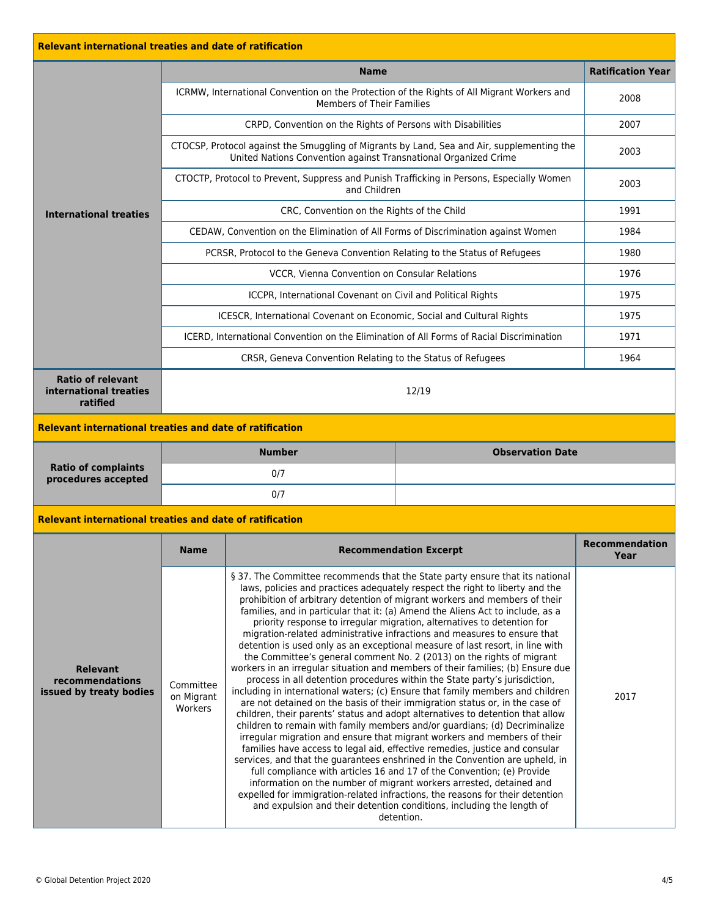**Relevant international treaties and date of ratification**

| | Name | Ratification Year |
|---|---|---|
| International treaties | ICRMW, International Convention on the Protection of the Rights of All Migrant Workers and Members of Their Families | 2008 |
| | CRPD, Convention on the Rights of Persons with Disabilities | 2007 |
| | CTOCSP, Protocol against the Smuggling of Migrants by Land, Sea and Air, supplementing the United Nations Convention against Transnational Organized Crime | 2003 |
| | CTOCTP, Protocol to Prevent, Suppress and Punish Trafficking in Persons, Especially Women and Children | 2003 |
| | CRC, Convention on the Rights of the Child | 1991 |
| | CEDAW, Convention on the Elimination of All Forms of Discrimination against Women | 1984 |
| | PCRSR, Protocol to the Geneva Convention Relating to the Status of Refugees | 1980 |
| | VCCR, Vienna Convention on Consular Relations | 1976 |
| | ICCPR, International Covenant on Civil and Political Rights | 1975 |
| | ICESCR, International Covenant on Economic, Social and Cultural Rights | 1975 |
| | ICERD, International Convention on the Elimination of All Forms of Racial Discrimination | 1971 |
| | CRSR, Geneva Convention Relating to the Status of Refugees | 1964 |
| Ratio of relevant international treaties ratified | 12/19 | |

**Relevant international treaties and date of ratification**

| | Number | Observation Date |
|---|---|---|
| Ratio of complaints procedures accepted | 0/7 | |
| | 0/7 | |

**Relevant international treaties and date of ratification**

| | Name | Recommendation Excerpt | Recommendation Year |
|---|---|---|---|
| Relevant recommendations issued by treaty bodies | Committee on Migrant Workers | § 37. The Committee recommends that the State party ensure that its national laws, policies and practices adequately respect the right to liberty and the prohibition of arbitrary detention of migrant workers and members of their families, and in particular that it: (a) Amend the Aliens Act to include, as a priority response to irregular migration, alternatives to detention for migration-related administrative infractions and measures to ensure that detention is used only as an exceptional measure of last resort, in line with the Committee's general comment No. 2 (2013) on the rights of migrant workers in an irregular situation and members of their families; (b) Ensure due process in all detention procedures within the State party's jurisdiction, including in international waters; (c) Ensure that family members and children are not detained on the basis of their immigration status or, in the case of children, their parents' status and adopt alternatives to detention that allow children to remain with family members and/or guardians; (d) Decriminalize irregular migration and ensure that migrant workers and members of their families have access to legal aid, effective remedies, justice and consular services, and that the guarantees enshrined in the Convention are upheld, in full compliance with articles 16 and 17 of the Convention; (e) Provide information on the number of migrant workers arrested, detained and expelled for immigration-related infractions, the reasons for their detention and expulsion and their detention conditions, including the length of detention. | 2017 |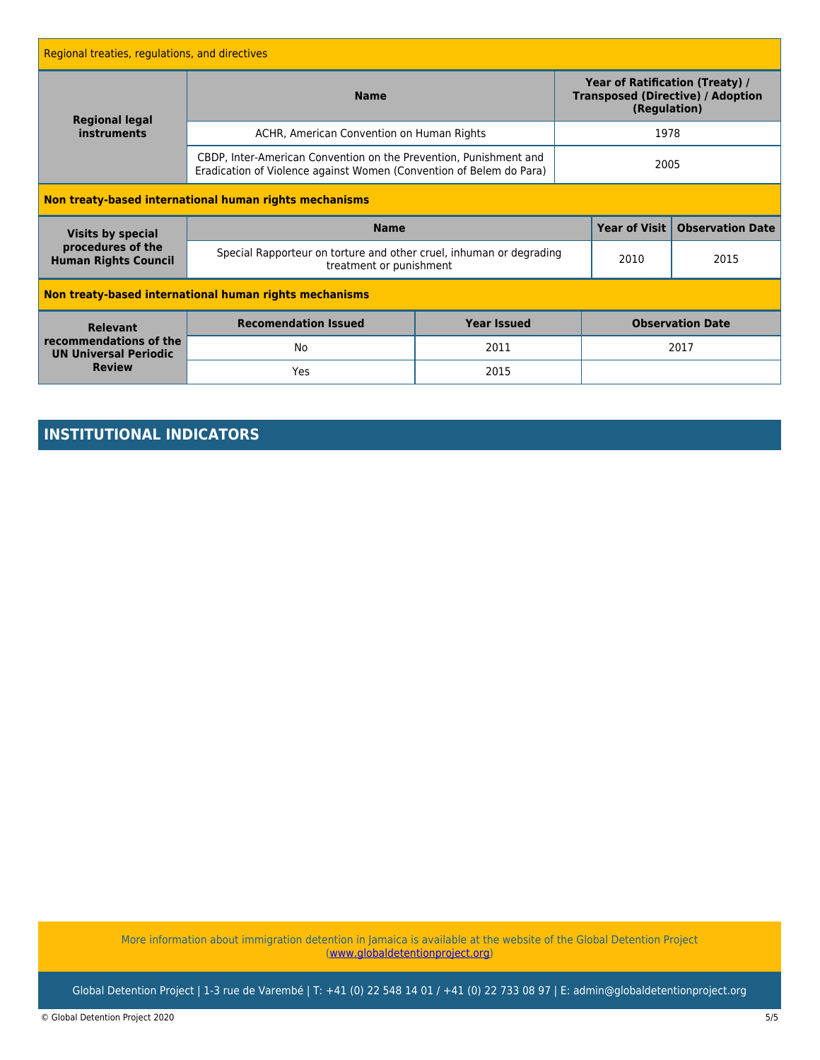Regional treaties, regulations, and directives

| **Regional legal instruments** | **Name** | **Year of Ratification (Treaty) / Transposed (Directive) / Adoption (Regulation)** |
|---|---|---|
| | ACHR, American Convention on Human Rights | 1978 |
| | CBDP, Inter-American Convention on the Prevention, Punishment and Eradication of Violence against Women (Convention of Belem do Para) | 2005 |

**Non treaty-based international human rights mechanisms**

| **Visits by special procedures of the Human Rights Council** | **Name** | **Year of Visit** | **Observation Date** |
|---|---|---|---|
| | Special Rapporteur on torture and other cruel, inhuman or degrading treatment or punishment | 2010 | 2015 |

**Non treaty-based international human rights mechanisms**

| **Relevant recommendations of the UN Universal Periodic Review** | **Recomendation Issued** | **Year Issued** | **Observation Date** |
|---|---|---|---|
| | No | 2011 | 2017 |
| | Yes | 2015 | |

## INSTITUTIONAL INDICATORS

More information about immigration detention in Jamaica is available at the website of the Global Detention Project (www.globaldetentionproject.org)

Global Detention Project | 1-3 rue de Varembé | T: +41 (0) 22 548 14 01 / +41 (0) 22 733 08 97 | E: admin@globaldetentionproject.org

© Global Detention Project 2020